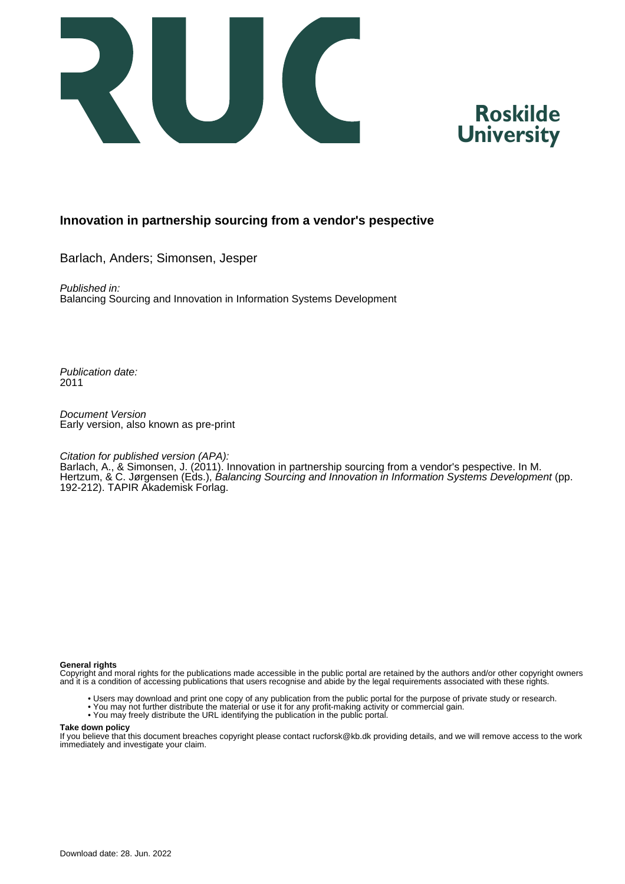# Innovation in partnership sourcing from a vendor's pespective

Barlach, Anders; Simonsen, Jesper

*Published in:*
Balancing Sourcing and Innovation in Information Systems Development

*Publication date:*
2011

*Document Version*
Early version, also known as pre-print

*Citation for published version (APA):*
Barlach, A., & Simonsen, J. (2011). Innovation in partnership sourcing from a vendor's pespective. In M. Hertzum, & C. Jørgensen (Eds.), *Balancing Sourcing and Innovation in Information Systems Development* (pp. 192-212). TAPIR Akademisk Forlag.

**General rights**
Copyright and moral rights for the publications made accessible in the public portal are retained by the authors and/or other copyright owners and it is a condition of accessing publications that users recognise and abide by the legal requirements associated with these rights.

- Users may download and print one copy of any publication from the public portal for the purpose of private study or research.
- You may not further distribute the material or use it for any profit-making activity or commercial gain.
- You may freely distribute the URL identifying the publication in the public portal.

**Take down policy**
If you believe that this document breaches copyright please contact rucforsk@kb.dk providing details, and we will remove access to the work immediately and investigate your claim.

Download date: 28. Jun. 2022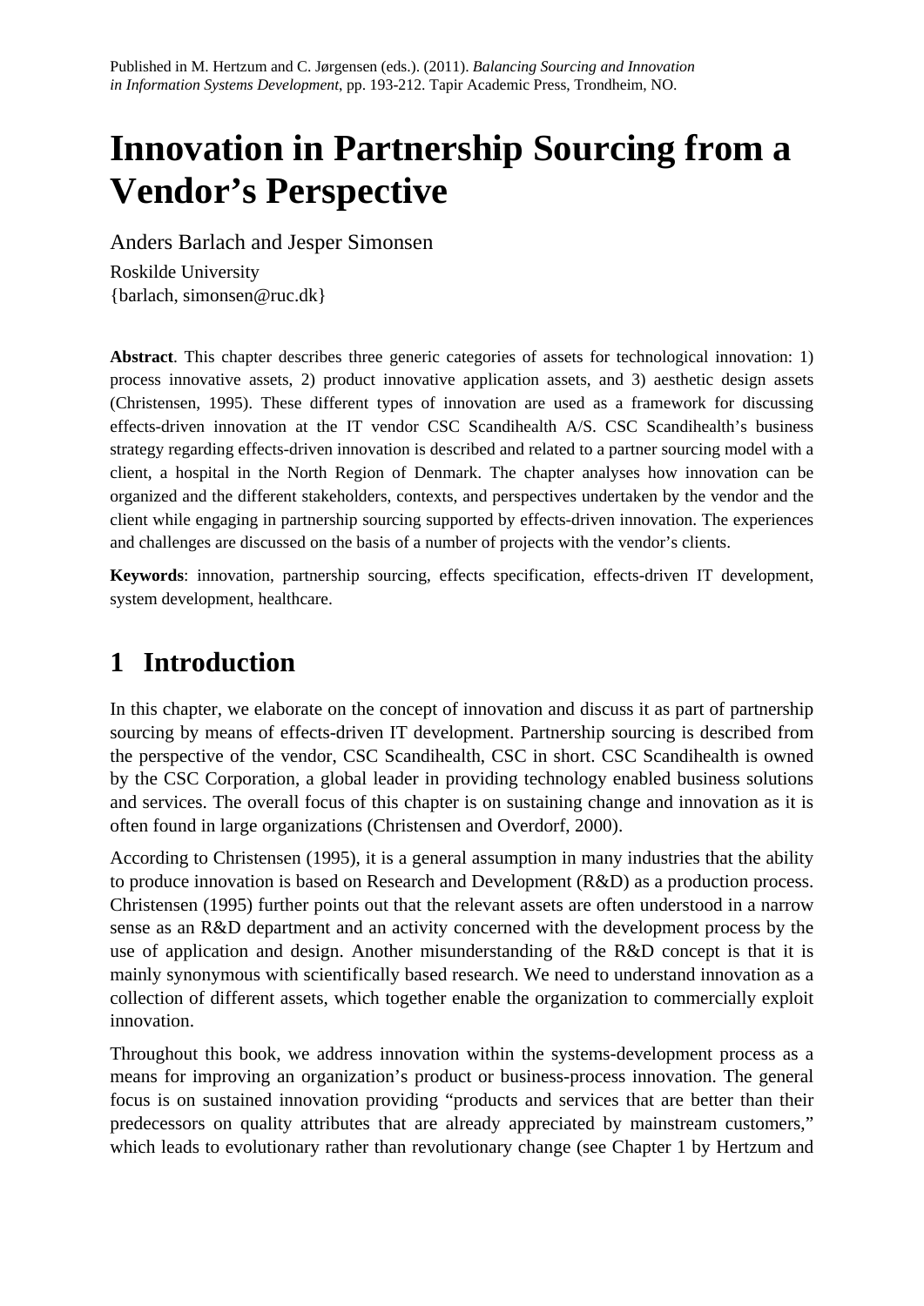Published in M. Hertzum and C. Jørgensen (eds.). (2011). *Balancing Sourcing and Innovation in Information Systems Development*, pp. 193-212. Tapir Academic Press, Trondheim, NO.

# Innovation in Partnership Sourcing from a Vendor's Perspective

Anders Barlach and Jesper Simonsen

Roskilde University
{barlach, simonsen@ruc.dk}

**Abstract**. This chapter describes three generic categories of assets for technological innovation: 1) process innovative assets, 2) product innovative application assets, and 3) aesthetic design assets (Christensen, 1995). These different types of innovation are used as a framework for discussing effects-driven innovation at the IT vendor CSC Scandihealth A/S. CSC Scandihealth's business strategy regarding effects-driven innovation is described and related to a partner sourcing model with a client, a hospital in the North Region of Denmark. The chapter analyses how innovation can be organized and the different stakeholders, contexts, and perspectives undertaken by the vendor and the client while engaging in partnership sourcing supported by effects-driven innovation. The experiences and challenges are discussed on the basis of a number of projects with the vendor's clients.

**Keywords**: innovation, partnership sourcing, effects specification, effects-driven IT development, system development, healthcare.

## 1 Introduction

In this chapter, we elaborate on the concept of innovation and discuss it as part of partnership sourcing by means of effects-driven IT development. Partnership sourcing is described from the perspective of the vendor, CSC Scandihealth, CSC in short. CSC Scandihealth is owned by the CSC Corporation, a global leader in providing technology enabled business solutions and services. The overall focus of this chapter is on sustaining change and innovation as it is often found in large organizations (Christensen and Overdorf, 2000).

According to Christensen (1995), it is a general assumption in many industries that the ability to produce innovation is based on Research and Development (R&D) as a production process. Christensen (1995) further points out that the relevant assets are often understood in a narrow sense as an R&D department and an activity concerned with the development process by the use of application and design. Another misunderstanding of the R&D concept is that it is mainly synonymous with scientifically based research. We need to understand innovation as a collection of different assets, which together enable the organization to commercially exploit innovation.

Throughout this book, we address innovation within the systems-development process as a means for improving an organization's product or business-process innovation. The general focus is on sustained innovation providing "products and services that are better than their predecessors on quality attributes that are already appreciated by mainstream customers," which leads to evolutionary rather than revolutionary change (see Chapter 1 by Hertzum and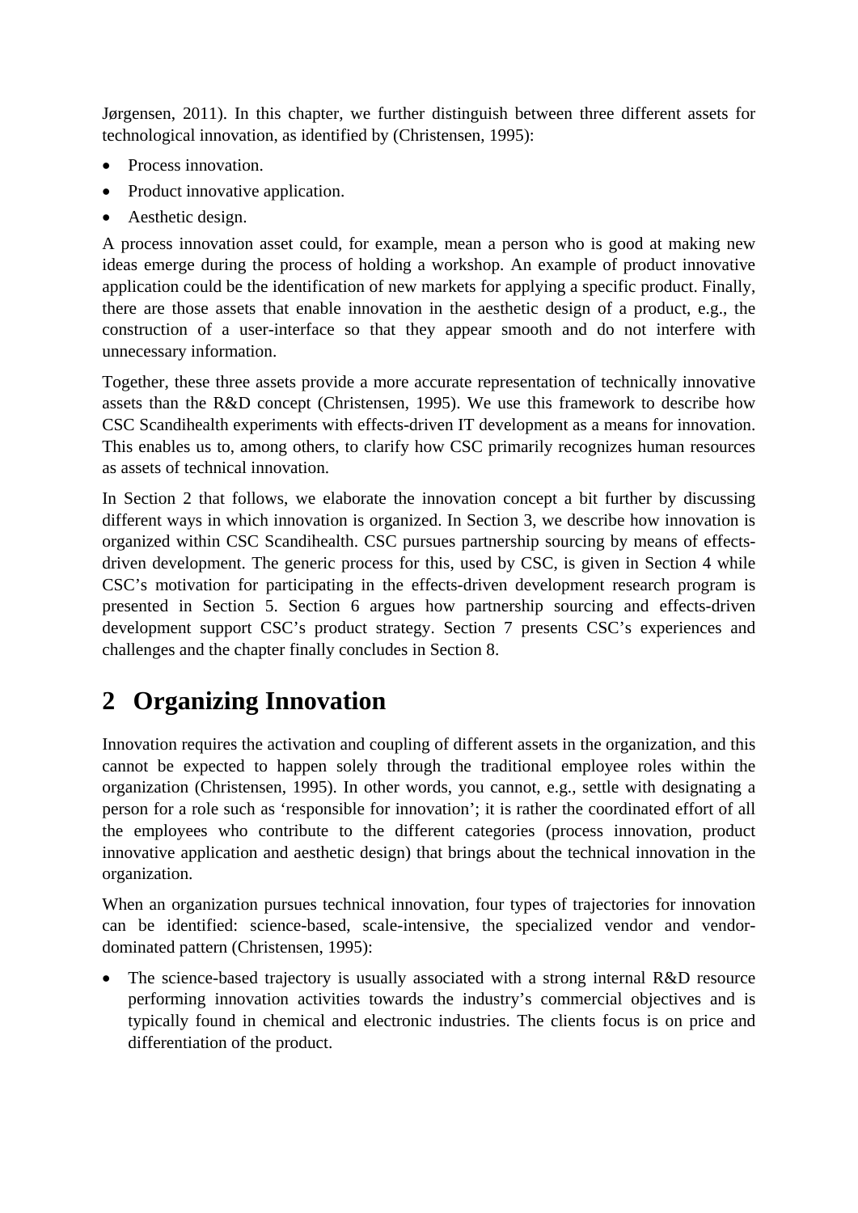Jørgensen, 2011). In this chapter, we further distinguish between three different assets for technological innovation, as identified by (Christensen, 1995):

- Process innovation.
- Product innovative application.
- Aesthetic design.

A process innovation asset could, for example, mean a person who is good at making new ideas emerge during the process of holding a workshop. An example of product innovative application could be the identification of new markets for applying a specific product. Finally, there are those assets that enable innovation in the aesthetic design of a product, e.g., the construction of a user-interface so that they appear smooth and do not interfere with unnecessary information.

Together, these three assets provide a more accurate representation of technically innovative assets than the R&D concept (Christensen, 1995). We use this framework to describe how CSC Scandihealth experiments with effects-driven IT development as a means for innovation. This enables us to, among others, to clarify how CSC primarily recognizes human resources as assets of technical innovation.

In Section 2 that follows, we elaborate the innovation concept a bit further by discussing different ways in which innovation is organized. In Section 3, we describe how innovation is organized within CSC Scandihealth. CSC pursues partnership sourcing by means of effects-driven development. The generic process for this, used by CSC, is given in Section 4 while CSC's motivation for participating in the effects-driven development research program is presented in Section 5. Section 6 argues how partnership sourcing and effects-driven development support CSC's product strategy. Section 7 presents CSC's experiences and challenges and the chapter finally concludes in Section 8.

# 2 Organizing Innovation

Innovation requires the activation and coupling of different assets in the organization, and this cannot be expected to happen solely through the traditional employee roles within the organization (Christensen, 1995). In other words, you cannot, e.g., settle with designating a person for a role such as 'responsible for innovation'; it is rather the coordinated effort of all the employees who contribute to the different categories (process innovation, product innovative application and aesthetic design) that brings about the technical innovation in the organization.

When an organization pursues technical innovation, four types of trajectories for innovation can be identified: science-based, scale-intensive, the specialized vendor and vendor-dominated pattern (Christensen, 1995):

- The science-based trajectory is usually associated with a strong internal R&D resource performing innovation activities towards the industry's commercial objectives and is typically found in chemical and electronic industries. The clients focus is on price and differentiation of the product.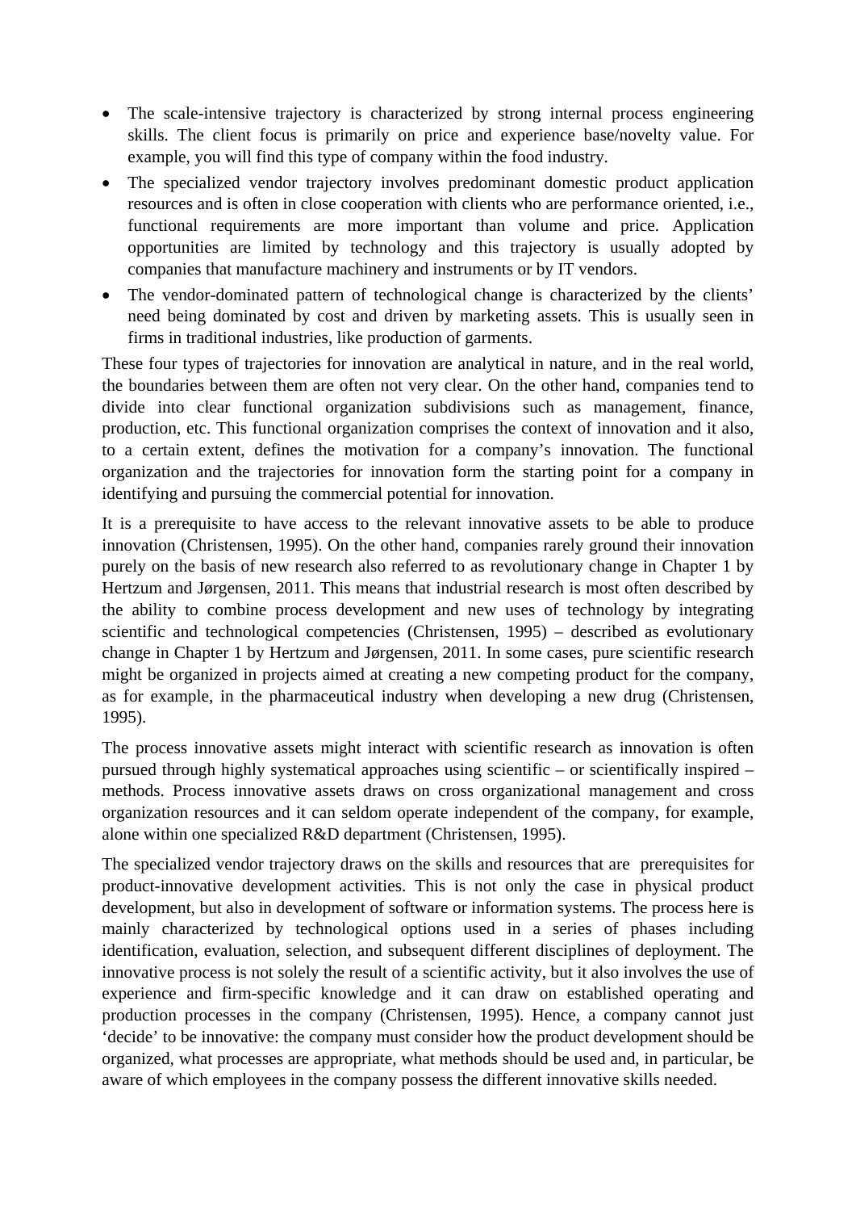- The scale-intensive trajectory is characterized by strong internal process engineering skills. The client focus is primarily on price and experience base/novelty value. For example, you will find this type of company within the food industry.
- The specialized vendor trajectory involves predominant domestic product application resources and is often in close cooperation with clients who are performance oriented, i.e., functional requirements are more important than volume and price. Application opportunities are limited by technology and this trajectory is usually adopted by companies that manufacture machinery and instruments or by IT vendors.
- The vendor-dominated pattern of technological change is characterized by the clients' need being dominated by cost and driven by marketing assets. This is usually seen in firms in traditional industries, like production of garments.

These four types of trajectories for innovation are analytical in nature, and in the real world, the boundaries between them are often not very clear. On the other hand, companies tend to divide into clear functional organization subdivisions such as management, finance, production, etc. This functional organization comprises the context of innovation and it also, to a certain extent, defines the motivation for a company's innovation. The functional organization and the trajectories for innovation form the starting point for a company in identifying and pursuing the commercial potential for innovation.

It is a prerequisite to have access to the relevant innovative assets to be able to produce innovation (Christensen, 1995). On the other hand, companies rarely ground their innovation purely on the basis of new research also referred to as revolutionary change in Chapter 1 by Hertzum and Jørgensen, 2011. This means that industrial research is most often described by the ability to combine process development and new uses of technology by integrating scientific and technological competencies (Christensen, 1995) – described as evolutionary change in Chapter 1 by Hertzum and Jørgensen, 2011. In some cases, pure scientific research might be organized in projects aimed at creating a new competing product for the company, as for example, in the pharmaceutical industry when developing a new drug (Christensen, 1995).

The process innovative assets might interact with scientific research as innovation is often pursued through highly systematical approaches using scientific – or scientifically inspired – methods. Process innovative assets draws on cross organizational management and cross organization resources and it can seldom operate independent of the company, for example, alone within one specialized R&D department (Christensen, 1995).

The specialized vendor trajectory draws on the skills and resources that are prerequisites for product-innovative development activities. This is not only the case in physical product development, but also in development of software or information systems. The process here is mainly characterized by technological options used in a series of phases including identification, evaluation, selection, and subsequent different disciplines of deployment. The innovative process is not solely the result of a scientific activity, but it also involves the use of experience and firm-specific knowledge and it can draw on established operating and production processes in the company (Christensen, 1995). Hence, a company cannot just 'decide' to be innovative: the company must consider how the product development should be organized, what processes are appropriate, what methods should be used and, in particular, be aware of which employees in the company possess the different innovative skills needed.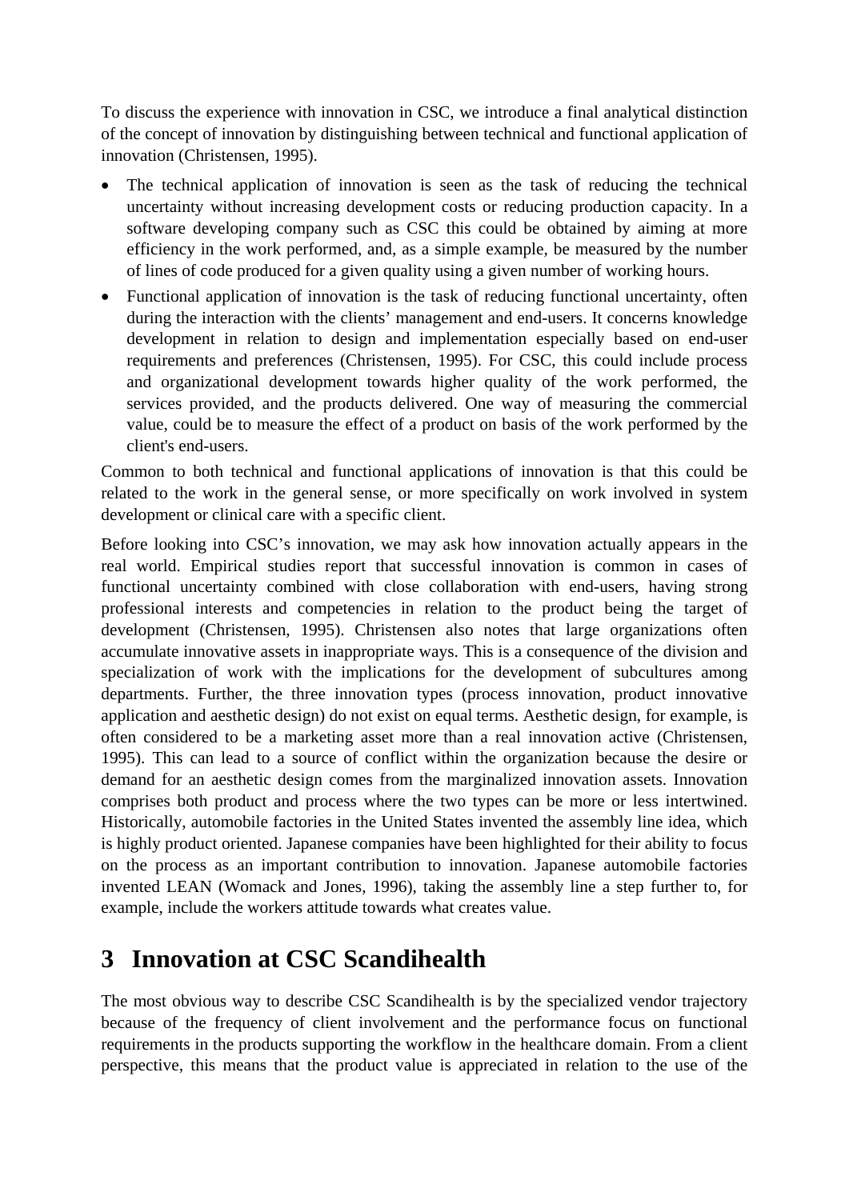To discuss the experience with innovation in CSC, we introduce a final analytical distinction of the concept of innovation by distinguishing between technical and functional application of innovation (Christensen, 1995).

- The technical application of innovation is seen as the task of reducing the technical uncertainty without increasing development costs or reducing production capacity. In a software developing company such as CSC this could be obtained by aiming at more efficiency in the work performed, and, as a simple example, be measured by the number of lines of code produced for a given quality using a given number of working hours.
- Functional application of innovation is the task of reducing functional uncertainty, often during the interaction with the clients' management and end-users. It concerns knowledge development in relation to design and implementation especially based on end-user requirements and preferences (Christensen, 1995). For CSC, this could include process and organizational development towards higher quality of the work performed, the services provided, and the products delivered. One way of measuring the commercial value, could be to measure the effect of a product on basis of the work performed by the client's end-users.

Common to both technical and functional applications of innovation is that this could be related to the work in the general sense, or more specifically on work involved in system development or clinical care with a specific client.

Before looking into CSC's innovation, we may ask how innovation actually appears in the real world. Empirical studies report that successful innovation is common in cases of functional uncertainty combined with close collaboration with end-users, having strong professional interests and competencies in relation to the product being the target of development (Christensen, 1995). Christensen also notes that large organizations often accumulate innovative assets in inappropriate ways. This is a consequence of the division and specialization of work with the implications for the development of subcultures among departments. Further, the three innovation types (process innovation, product innovative application and aesthetic design) do not exist on equal terms. Aesthetic design, for example, is often considered to be a marketing asset more than a real innovation active (Christensen, 1995). This can lead to a source of conflict within the organization because the desire or demand for an aesthetic design comes from the marginalized innovation assets. Innovation comprises both product and process where the two types can be more or less intertwined. Historically, automobile factories in the United States invented the assembly line idea, which is highly product oriented. Japanese companies have been highlighted for their ability to focus on the process as an important contribution to innovation. Japanese automobile factories invented LEAN (Womack and Jones, 1996), taking the assembly line a step further to, for example, include the workers attitude towards what creates value.

# 3 Innovation at CSC Scandihealth

The most obvious way to describe CSC Scandihealth is by the specialized vendor trajectory because of the frequency of client involvement and the performance focus on functional requirements in the products supporting the workflow in the healthcare domain. From a client perspective, this means that the product value is appreciated in relation to the use of the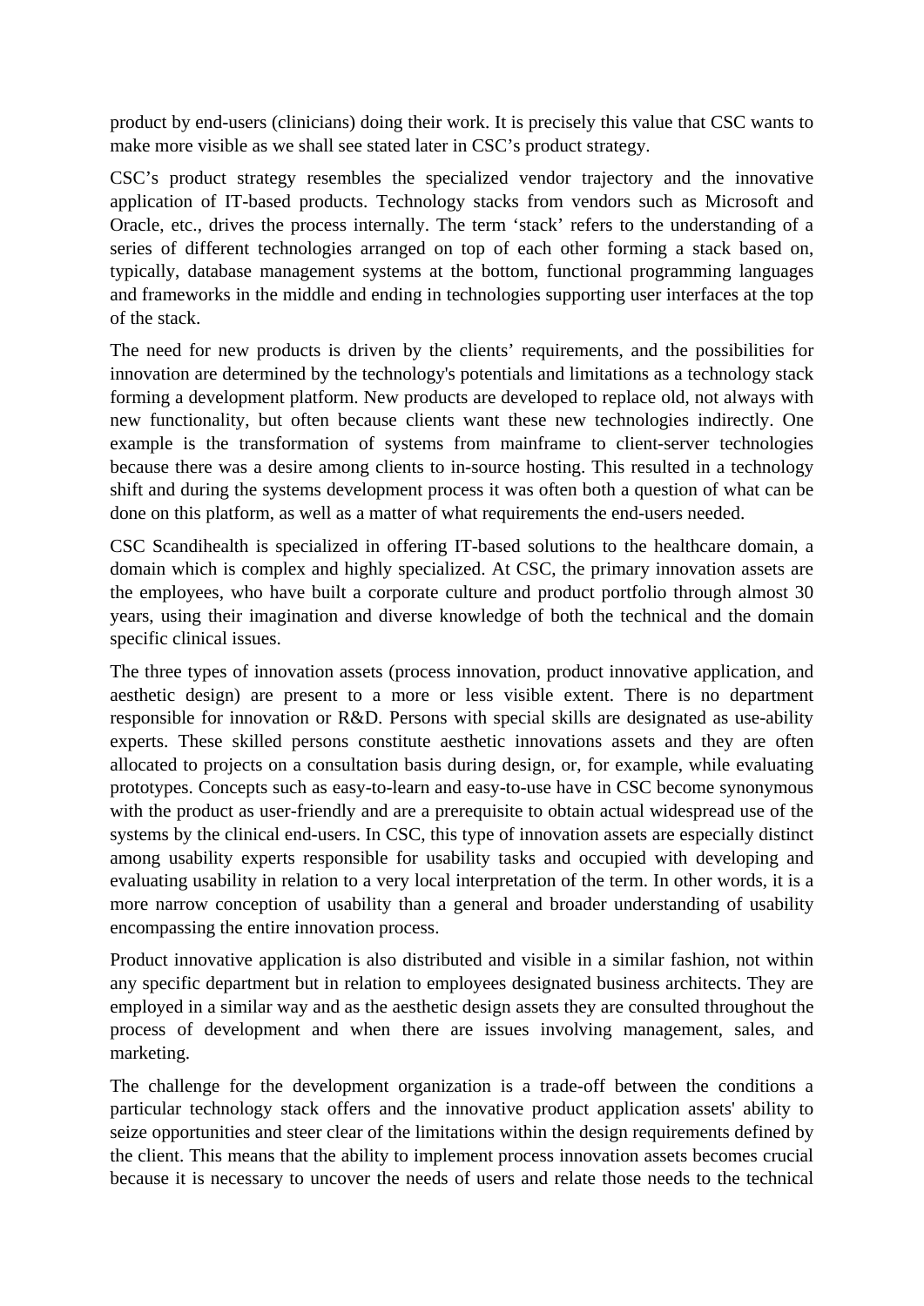product by end-users (clinicians) doing their work. It is precisely this value that CSC wants to make more visible as we shall see stated later in CSC's product strategy.

CSC's product strategy resembles the specialized vendor trajectory and the innovative application of IT-based products. Technology stacks from vendors such as Microsoft and Oracle, etc., drives the process internally. The term 'stack' refers to the understanding of a series of different technologies arranged on top of each other forming a stack based on, typically, database management systems at the bottom, functional programming languages and frameworks in the middle and ending in technologies supporting user interfaces at the top of the stack.

The need for new products is driven by the clients' requirements, and the possibilities for innovation are determined by the technology's potentials and limitations as a technology stack forming a development platform. New products are developed to replace old, not always with new functionality, but often because clients want these new technologies indirectly. One example is the transformation of systems from mainframe to client-server technologies because there was a desire among clients to in-source hosting. This resulted in a technology shift and during the systems development process it was often both a question of what can be done on this platform, as well as a matter of what requirements the end-users needed.

CSC Scandihealth is specialized in offering IT-based solutions to the healthcare domain, a domain which is complex and highly specialized. At CSC, the primary innovation assets are the employees, who have built a corporate culture and product portfolio through almost 30 years, using their imagination and diverse knowledge of both the technical and the domain specific clinical issues.

The three types of innovation assets (process innovation, product innovative application, and aesthetic design) are present to a more or less visible extent. There is no department responsible for innovation or R&D. Persons with special skills are designated as use-ability experts. These skilled persons constitute aesthetic innovations assets and they are often allocated to projects on a consultation basis during design, or, for example, while evaluating prototypes. Concepts such as easy-to-learn and easy-to-use have in CSC become synonymous with the product as user-friendly and are a prerequisite to obtain actual widespread use of the systems by the clinical end-users. In CSC, this type of innovation assets are especially distinct among usability experts responsible for usability tasks and occupied with developing and evaluating usability in relation to a very local interpretation of the term. In other words, it is a more narrow conception of usability than a general and broader understanding of usability encompassing the entire innovation process.

Product innovative application is also distributed and visible in a similar fashion, not within any specific department but in relation to employees designated business architects. They are employed in a similar way and as the aesthetic design assets they are consulted throughout the process of development and when there are issues involving management, sales, and marketing.

The challenge for the development organization is a trade-off between the conditions a particular technology stack offers and the innovative product application assets' ability to seize opportunities and steer clear of the limitations within the design requirements defined by the client. This means that the ability to implement process innovation assets becomes crucial because it is necessary to uncover the needs of users and relate those needs to the technical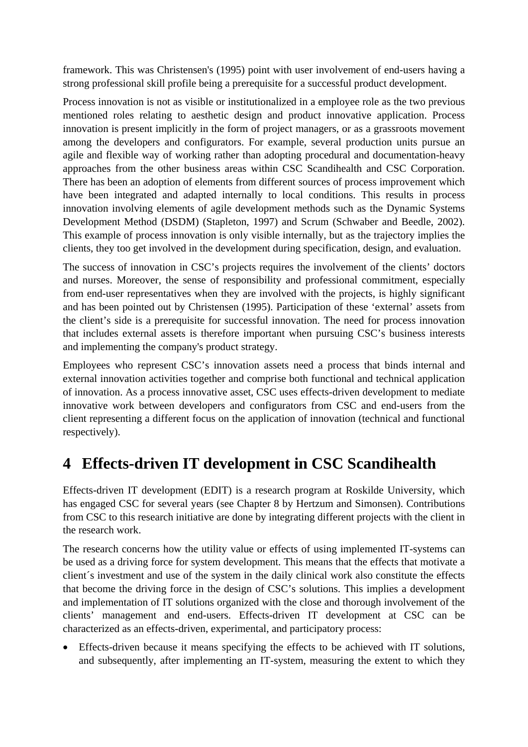framework. This was Christensen's (1995) point with user involvement of end-users having a strong professional skill profile being a prerequisite for a successful product development.

Process innovation is not as visible or institutionalized in a employee role as the two previous mentioned roles relating to aesthetic design and product innovative application. Process innovation is present implicitly in the form of project managers, or as a grassroots movement among the developers and configurators. For example, several production units pursue an agile and flexible way of working rather than adopting procedural and documentation-heavy approaches from the other business areas within CSC Scandihealth and CSC Corporation. There has been an adoption of elements from different sources of process improvement which have been integrated and adapted internally to local conditions. This results in process innovation involving elements of agile development methods such as the Dynamic Systems Development Method (DSDM) (Stapleton, 1997) and Scrum (Schwaber and Beedle, 2002). This example of process innovation is only visible internally, but as the trajectory implies the clients, they too get involved in the development during specification, design, and evaluation.

The success of innovation in CSC's projects requires the involvement of the clients' doctors and nurses. Moreover, the sense of responsibility and professional commitment, especially from end-user representatives when they are involved with the projects, is highly significant and has been pointed out by Christensen (1995). Participation of these 'external' assets from the client's side is a prerequisite for successful innovation. The need for process innovation that includes external assets is therefore important when pursuing CSC's business interests and implementing the company's product strategy.

Employees who represent CSC's innovation assets need a process that binds internal and external innovation activities together and comprise both functional and technical application of innovation. As a process innovative asset, CSC uses effects-driven development to mediate innovative work between developers and configurators from CSC and end-users from the client representing a different focus on the application of innovation (technical and functional respectively).

# 4 Effects-driven IT development in CSC Scandihealth

Effects-driven IT development (EDIT) is a research program at Roskilde University, which has engaged CSC for several years (see Chapter 8 by Hertzum and Simonsen). Contributions from CSC to this research initiative are done by integrating different projects with the client in the research work.

The research concerns how the utility value or effects of using implemented IT-systems can be used as a driving force for system development. This means that the effects that motivate a client´s investment and use of the system in the daily clinical work also constitute the effects that become the driving force in the design of CSC's solutions. This implies a development and implementation of IT solutions organized with the close and thorough involvement of the clients' management and end-users. Effects-driven IT development at CSC can be characterized as an effects-driven, experimental, and participatory process:

- Effects-driven because it means specifying the effects to be achieved with IT solutions, and subsequently, after implementing an IT-system, measuring the extent to which they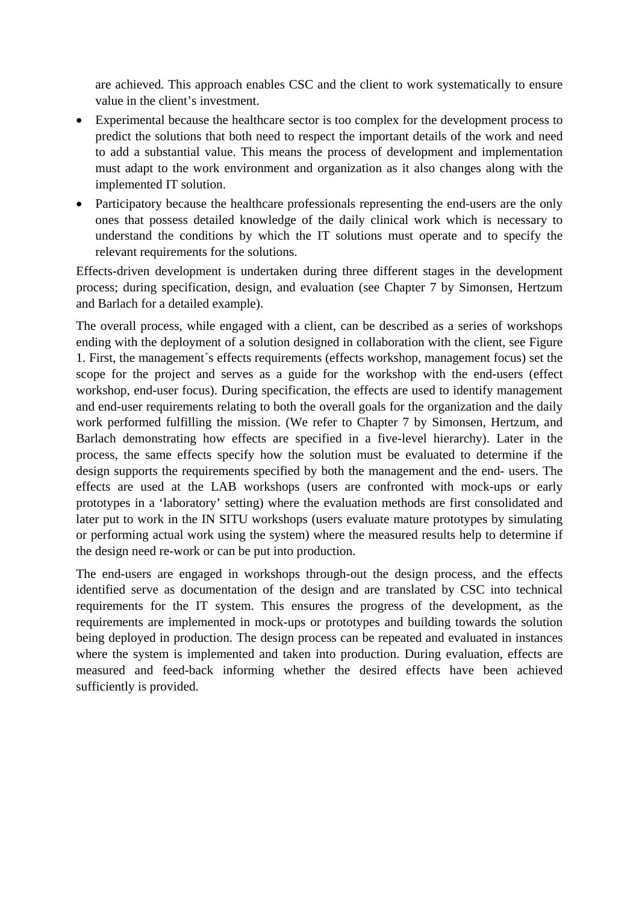are achieved. This approach enables CSC and the client to work systematically to ensure value in the client's investment.

- Experimental because the healthcare sector is too complex for the development process to predict the solutions that both need to respect the important details of the work and need to add a substantial value. This means the process of development and implementation must adapt to the work environment and organization as it also changes along with the implemented IT solution.
- Participatory because the healthcare professionals representing the end-users are the only ones that possess detailed knowledge of the daily clinical work which is necessary to understand the conditions by which the IT solutions must operate and to specify the relevant requirements for the solutions.

Effects-driven development is undertaken during three different stages in the development process; during specification, design, and evaluation (see Chapter 7 by Simonsen, Hertzum and Barlach for a detailed example).

The overall process, while engaged with a client, can be described as a series of workshops ending with the deployment of a solution designed in collaboration with the client, see Figure 1. First, the management´s effects requirements (effects workshop, management focus) set the scope for the project and serves as a guide for the workshop with the end-users (effect workshop, end-user focus). During specification, the effects are used to identify management and end-user requirements relating to both the overall goals for the organization and the daily work performed fulfilling the mission. (We refer to Chapter 7 by Simonsen, Hertzum, and Barlach demonstrating how effects are specified in a five-level hierarchy). Later in the process, the same effects specify how the solution must be evaluated to determine if the design supports the requirements specified by both the management and the end- users. The effects are used at the LAB workshops (users are confronted with mock-ups or early prototypes in a 'laboratory' setting) where the evaluation methods are first consolidated and later put to work in the IN SITU workshops (users evaluate mature prototypes by simulating or performing actual work using the system) where the measured results help to determine if the design need re-work or can be put into production.

The end-users are engaged in workshops through-out the design process, and the effects identified serve as documentation of the design and are translated by CSC into technical requirements for the IT system. This ensures the progress of the development, as the requirements are implemented in mock-ups or prototypes and building towards the solution being deployed in production. The design process can be repeated and evaluated in instances where the system is implemented and taken into production. During evaluation, effects are measured and feed-back informing whether the desired effects have been achieved sufficiently is provided.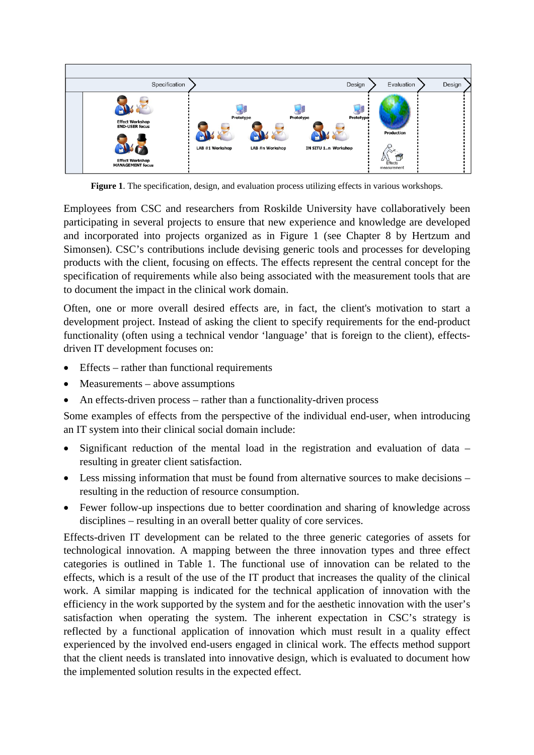**Figure 1**. The specification, design, and evaluation process utilizing effects in various workshops.

Employees from CSC and researchers from Roskilde University have collaboratively been participating in several projects to ensure that new experience and knowledge are developed and incorporated into projects organized as in Figure 1 (see Chapter 8 by Hertzum and Simonsen). CSC's contributions include devising generic tools and processes for developing products with the client, focusing on effects. The effects represent the central concept for the specification of requirements while also being associated with the measurement tools that are to document the impact in the clinical work domain.

Often, one or more overall desired effects are, in fact, the client's motivation to start a development project. Instead of asking the client to specify requirements for the end-product functionality (often using a technical vendor 'language' that is foreign to the client), effects-driven IT development focuses on:

- Effects – rather than functional requirements
- Measurements – above assumptions
- An effects-driven process – rather than a functionality-driven process

Some examples of effects from the perspective of the individual end-user, when introducing an IT system into their clinical social domain include:

- Significant reduction of the mental load in the registration and evaluation of data – resulting in greater client satisfaction.
- Less missing information that must be found from alternative sources to make decisions – resulting in the reduction of resource consumption.
- Fewer follow-up inspections due to better coordination and sharing of knowledge across disciplines – resulting in an overall better quality of core services.

Effects-driven IT development can be related to the three generic categories of assets for technological innovation. A mapping between the three innovation types and three effect categories is outlined in Table 1. The functional use of innovation can be related to the effects, which is a result of the use of the IT product that increases the quality of the clinical work. A similar mapping is indicated for the technical application of innovation with the efficiency in the work supported by the system and for the aesthetic innovation with the user's satisfaction when operating the system. The inherent expectation in CSC's strategy is reflected by a functional application of innovation which must result in a quality effect experienced by the involved end-users engaged in clinical work. The effects method support that the client needs is translated into innovative design, which is evaluated to document how the implemented solution results in the expected effect.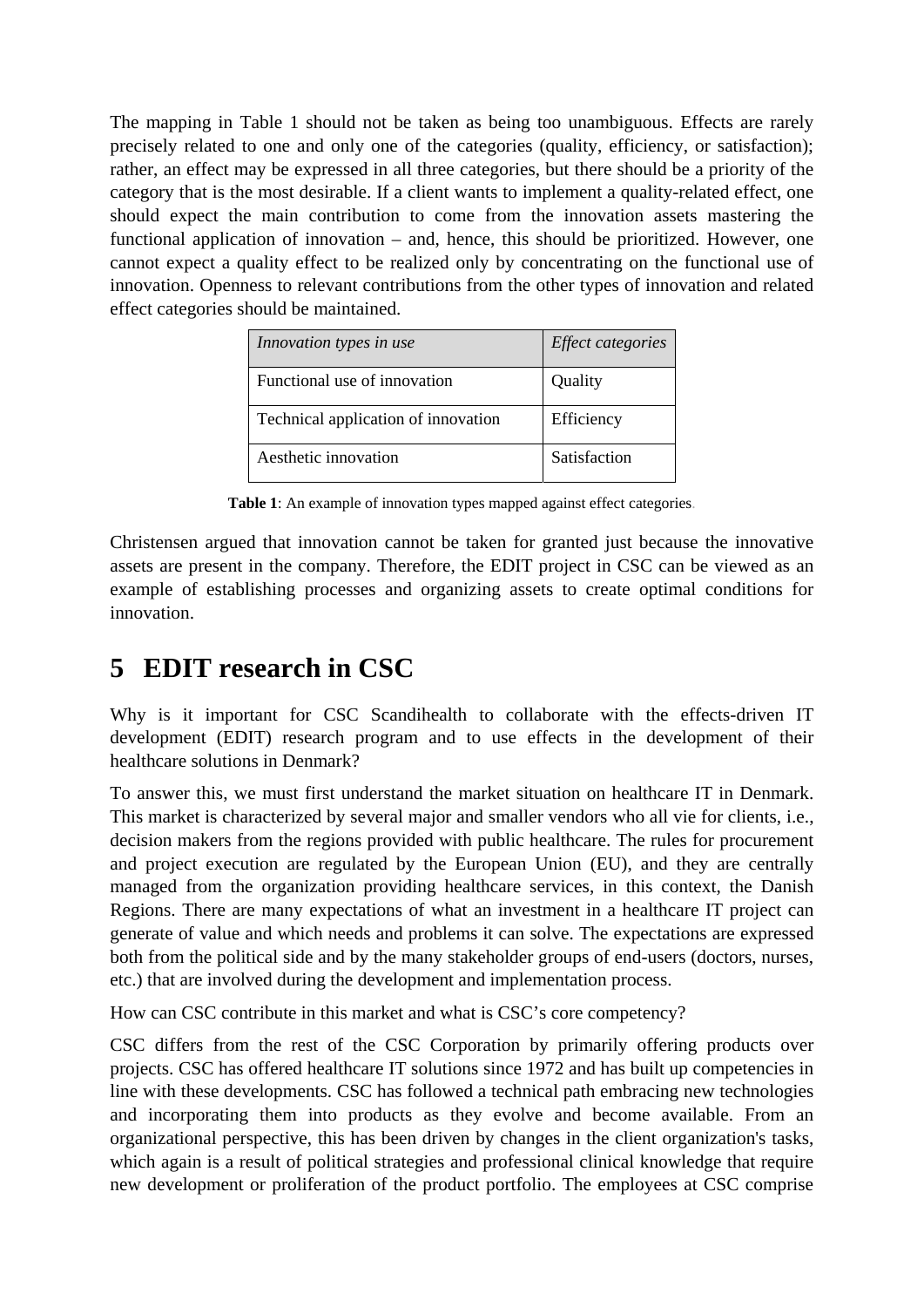The mapping in Table 1 should not be taken as being too unambiguous. Effects are rarely precisely related to one and only one of the categories (quality, efficiency, or satisfaction); rather, an effect may be expressed in all three categories, but there should be a priority of the category that is the most desirable. If a client wants to implement a quality-related effect, one should expect the main contribution to come from the innovation assets mastering the functional application of innovation – and, hence, this should be prioritized. However, one cannot expect a quality effect to be realized only by concentrating on the functional use of innovation. Openness to relevant contributions from the other types of innovation and related effect categories should be maintained.

| *Innovation types in use* | *Effect categories* |
| --- | --- |
| Functional use of innovation | Quality |
| Technical application of innovation | Efficiency |
| Aesthetic innovation | Satisfaction |

**Table 1**: An example of innovation types mapped against effect categories.

Christensen argued that innovation cannot be taken for granted just because the innovative assets are present in the company. Therefore, the EDIT project in CSC can be viewed as an example of establishing processes and organizing assets to create optimal conditions for innovation.

# 5 EDIT research in CSC

Why is it important for CSC Scandihealth to collaborate with the effects-driven IT development (EDIT) research program and to use effects in the development of their healthcare solutions in Denmark?

To answer this, we must first understand the market situation on healthcare IT in Denmark. This market is characterized by several major and smaller vendors who all vie for clients, i.e., decision makers from the regions provided with public healthcare. The rules for procurement and project execution are regulated by the European Union (EU), and they are centrally managed from the organization providing healthcare services, in this context, the Danish Regions. There are many expectations of what an investment in a healthcare IT project can generate of value and which needs and problems it can solve. The expectations are expressed both from the political side and by the many stakeholder groups of end-users (doctors, nurses, etc.) that are involved during the development and implementation process.

How can CSC contribute in this market and what is CSC's core competency?

CSC differs from the rest of the CSC Corporation by primarily offering products over projects. CSC has offered healthcare IT solutions since 1972 and has built up competencies in line with these developments. CSC has followed a technical path embracing new technologies and incorporating them into products as they evolve and become available. From an organizational perspective, this has been driven by changes in the client organization's tasks, which again is a result of political strategies and professional clinical knowledge that require new development or proliferation of the product portfolio. The employees at CSC comprise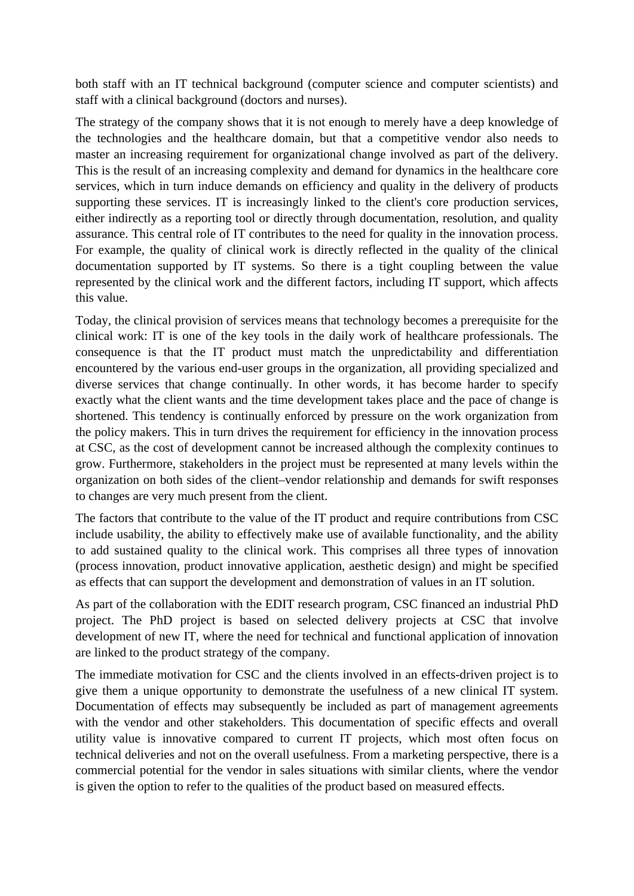both staff with an IT technical background (computer science and computer scientists) and staff with a clinical background (doctors and nurses).

The strategy of the company shows that it is not enough to merely have a deep knowledge of the technologies and the healthcare domain, but that a competitive vendor also needs to master an increasing requirement for organizational change involved as part of the delivery. This is the result of an increasing complexity and demand for dynamics in the healthcare core services, which in turn induce demands on efficiency and quality in the delivery of products supporting these services. IT is increasingly linked to the client's core production services, either indirectly as a reporting tool or directly through documentation, resolution, and quality assurance. This central role of IT contributes to the need for quality in the innovation process. For example, the quality of clinical work is directly reflected in the quality of the clinical documentation supported by IT systems. So there is a tight coupling between the value represented by the clinical work and the different factors, including IT support, which affects this value.

Today, the clinical provision of services means that technology becomes a prerequisite for the clinical work: IT is one of the key tools in the daily work of healthcare professionals. The consequence is that the IT product must match the unpredictability and differentiation encountered by the various end-user groups in the organization, all providing specialized and diverse services that change continually. In other words, it has become harder to specify exactly what the client wants and the time development takes place and the pace of change is shortened. This tendency is continually enforced by pressure on the work organization from the policy makers. This in turn drives the requirement for efficiency in the innovation process at CSC, as the cost of development cannot be increased although the complexity continues to grow. Furthermore, stakeholders in the project must be represented at many levels within the organization on both sides of the client–vendor relationship and demands for swift responses to changes are very much present from the client.

The factors that contribute to the value of the IT product and require contributions from CSC include usability, the ability to effectively make use of available functionality, and the ability to add sustained quality to the clinical work. This comprises all three types of innovation (process innovation, product innovative application, aesthetic design) and might be specified as effects that can support the development and demonstration of values in an IT solution.

As part of the collaboration with the EDIT research program, CSC financed an industrial PhD project. The PhD project is based on selected delivery projects at CSC that involve development of new IT, where the need for technical and functional application of innovation are linked to the product strategy of the company.

The immediate motivation for CSC and the clients involved in an effects-driven project is to give them a unique opportunity to demonstrate the usefulness of a new clinical IT system. Documentation of effects may subsequently be included as part of management agreements with the vendor and other stakeholders. This documentation of specific effects and overall utility value is innovative compared to current IT projects, which most often focus on technical deliveries and not on the overall usefulness. From a marketing perspective, there is a commercial potential for the vendor in sales situations with similar clients, where the vendor is given the option to refer to the qualities of the product based on measured effects.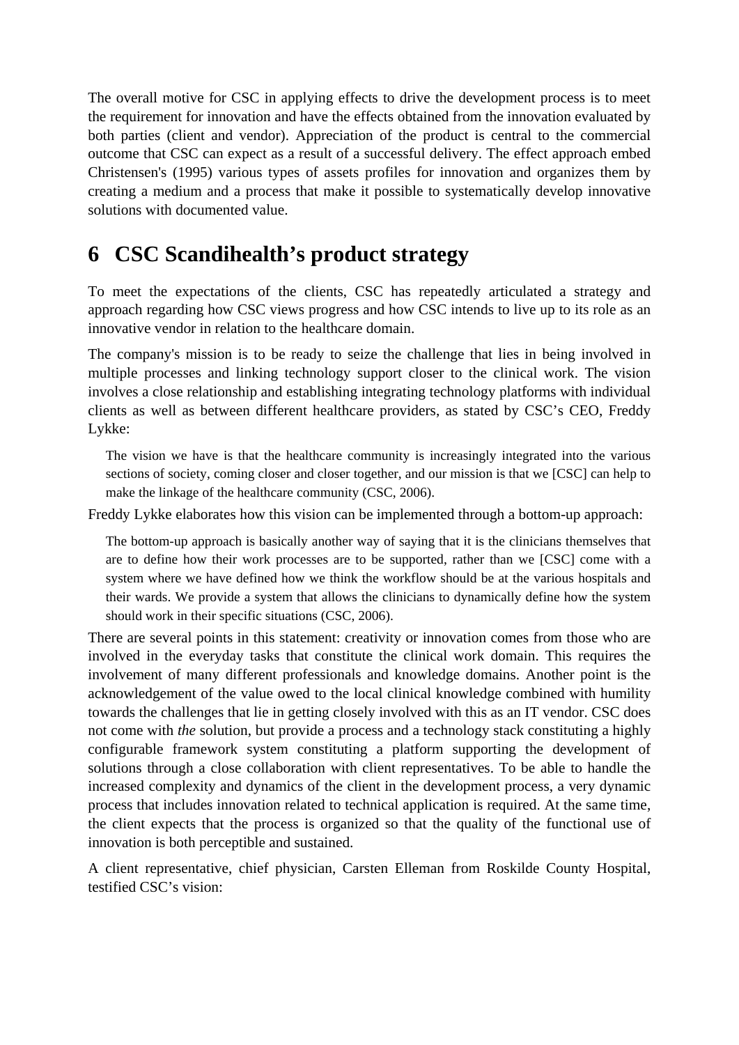The overall motive for CSC in applying effects to drive the development process is to meet the requirement for innovation and have the effects obtained from the innovation evaluated by both parties (client and vendor). Appreciation of the product is central to the commercial outcome that CSC can expect as a result of a successful delivery. The effect approach embed Christensen's (1995) various types of assets profiles for innovation and organizes them by creating a medium and a process that make it possible to systematically develop innovative solutions with documented value.

# 6 CSC Scandihealth's product strategy

To meet the expectations of the clients, CSC has repeatedly articulated a strategy and approach regarding how CSC views progress and how CSC intends to live up to its role as an innovative vendor in relation to the healthcare domain.

The company's mission is to be ready to seize the challenge that lies in being involved in multiple processes and linking technology support closer to the clinical work. The vision involves a close relationship and establishing integrating technology platforms with individual clients as well as between different healthcare providers, as stated by CSC's CEO, Freddy Lykke:

> The vision we have is that the healthcare community is increasingly integrated into the various sections of society, coming closer and closer together, and our mission is that we [CSC] can help to make the linkage of the healthcare community (CSC, 2006).

Freddy Lykke elaborates how this vision can be implemented through a bottom-up approach:

> The bottom-up approach is basically another way of saying that it is the clinicians themselves that are to define how their work processes are to be supported, rather than we [CSC] come with a system where we have defined how we think the workflow should be at the various hospitals and their wards. We provide a system that allows the clinicians to dynamically define how the system should work in their specific situations (CSC, 2006).

There are several points in this statement: creativity or innovation comes from those who are involved in the everyday tasks that constitute the clinical work domain. This requires the involvement of many different professionals and knowledge domains. Another point is the acknowledgement of the value owed to the local clinical knowledge combined with humility towards the challenges that lie in getting closely involved with this as an IT vendor. CSC does not come with *the* solution, but provide a process and a technology stack constituting a highly configurable framework system constituting a platform supporting the development of solutions through a close collaboration with client representatives. To be able to handle the increased complexity and dynamics of the client in the development process, a very dynamic process that includes innovation related to technical application is required. At the same time, the client expects that the process is organized so that the quality of the functional use of innovation is both perceptible and sustained.

A client representative, chief physician, Carsten Elleman from Roskilde County Hospital, testified CSC's vision: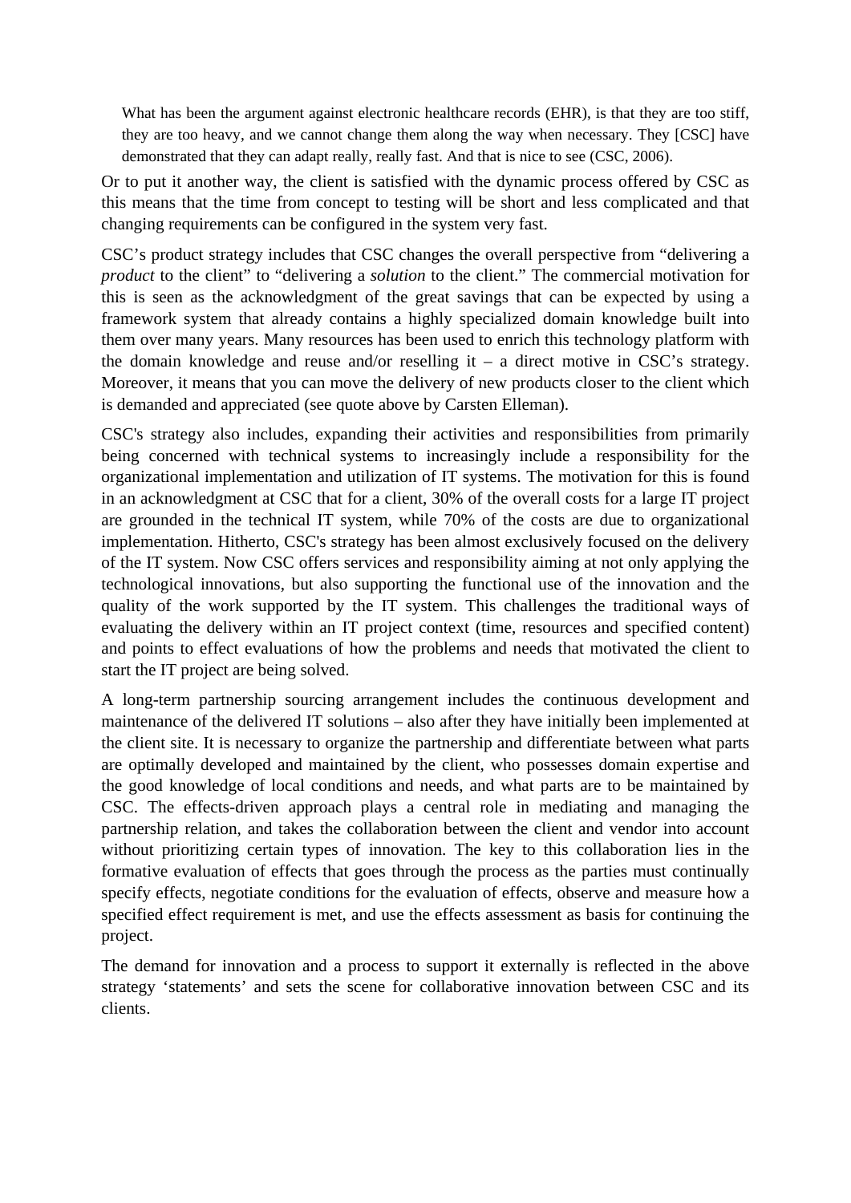> What has been the argument against electronic healthcare records (EHR), is that they are too stiff, they are too heavy, and we cannot change them along the way when necessary. They [CSC] have demonstrated that they can adapt really, really fast. And that is nice to see (CSC, 2006).

Or to put it another way, the client is satisfied with the dynamic process offered by CSC as this means that the time from concept to testing will be short and less complicated and that changing requirements can be configured in the system very fast.

CSC's product strategy includes that CSC changes the overall perspective from "delivering a *product* to the client" to "delivering a *solution* to the client." The commercial motivation for this is seen as the acknowledgment of the great savings that can be expected by using a framework system that already contains a highly specialized domain knowledge built into them over many years. Many resources has been used to enrich this technology platform with the domain knowledge and reuse and/or reselling it – a direct motive in CSC's strategy. Moreover, it means that you can move the delivery of new products closer to the client which is demanded and appreciated (see quote above by Carsten Elleman).

CSC's strategy also includes, expanding their activities and responsibilities from primarily being concerned with technical systems to increasingly include a responsibility for the organizational implementation and utilization of IT systems. The motivation for this is found in an acknowledgment at CSC that for a client, 30% of the overall costs for a large IT project are grounded in the technical IT system, while 70% of the costs are due to organizational implementation. Hitherto, CSC's strategy has been almost exclusively focused on the delivery of the IT system. Now CSC offers services and responsibility aiming at not only applying the technological innovations, but also supporting the functional use of the innovation and the quality of the work supported by the IT system. This challenges the traditional ways of evaluating the delivery within an IT project context (time, resources and specified content) and points to effect evaluations of how the problems and needs that motivated the client to start the IT project are being solved.

A long-term partnership sourcing arrangement includes the continuous development and maintenance of the delivered IT solutions – also after they have initially been implemented at the client site. It is necessary to organize the partnership and differentiate between what parts are optimally developed and maintained by the client, who possesses domain expertise and the good knowledge of local conditions and needs, and what parts are to be maintained by CSC. The effects-driven approach plays a central role in mediating and managing the partnership relation, and takes the collaboration between the client and vendor into account without prioritizing certain types of innovation. The key to this collaboration lies in the formative evaluation of effects that goes through the process as the parties must continually specify effects, negotiate conditions for the evaluation of effects, observe and measure how a specified effect requirement is met, and use the effects assessment as basis for continuing the project.

The demand for innovation and a process to support it externally is reflected in the above strategy 'statements' and sets the scene for collaborative innovation between CSC and its clients.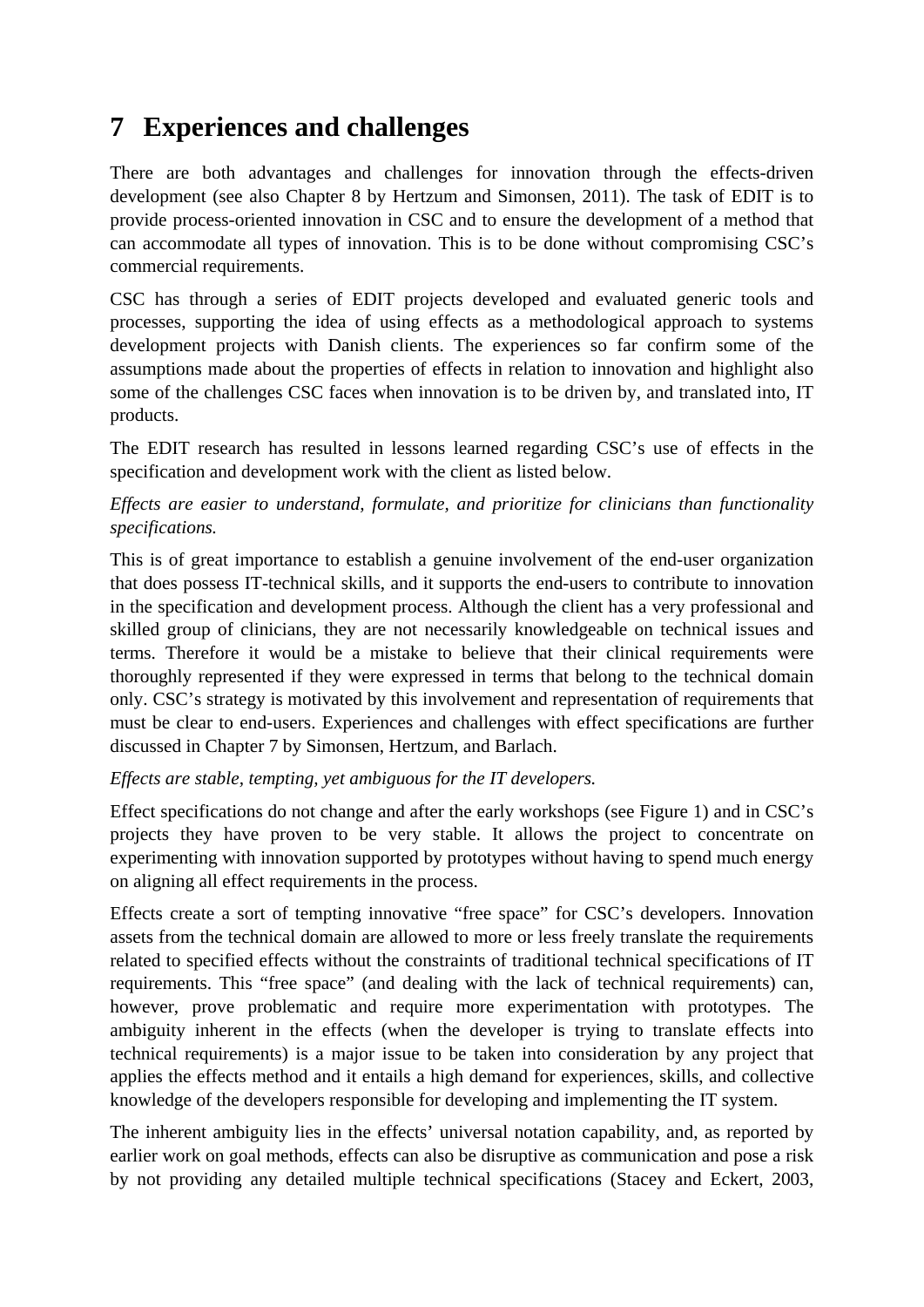# 7 Experiences and challenges

There are both advantages and challenges for innovation through the effects-driven development (see also Chapter 8 by Hertzum and Simonsen, 2011). The task of EDIT is to provide process-oriented innovation in CSC and to ensure the development of a method that can accommodate all types of innovation. This is to be done without compromising CSC's commercial requirements.

CSC has through a series of EDIT projects developed and evaluated generic tools and processes, supporting the idea of using effects as a methodological approach to systems development projects with Danish clients. The experiences so far confirm some of the assumptions made about the properties of effects in relation to innovation and highlight also some of the challenges CSC faces when innovation is to be driven by, and translated into, IT products.

The EDIT research has resulted in lessons learned regarding CSC's use of effects in the specification and development work with the client as listed below.

*Effects are easier to understand, formulate, and prioritize for clinicians than functionality specifications.*

This is of great importance to establish a genuine involvement of the end-user organization that does possess IT-technical skills, and it supports the end-users to contribute to innovation in the specification and development process. Although the client has a very professional and skilled group of clinicians, they are not necessarily knowledgeable on technical issues and terms. Therefore it would be a mistake to believe that their clinical requirements were thoroughly represented if they were expressed in terms that belong to the technical domain only. CSC's strategy is motivated by this involvement and representation of requirements that must be clear to end-users. Experiences and challenges with effect specifications are further discussed in Chapter 7 by Simonsen, Hertzum, and Barlach.

*Effects are stable, tempting, yet ambiguous for the IT developers.*

Effect specifications do not change and after the early workshops (see Figure 1) and in CSC's projects they have proven to be very stable. It allows the project to concentrate on experimenting with innovation supported by prototypes without having to spend much energy on aligning all effect requirements in the process.

Effects create a sort of tempting innovative "free space" for CSC's developers. Innovation assets from the technical domain are allowed to more or less freely translate the requirements related to specified effects without the constraints of traditional technical specifications of IT requirements. This "free space" (and dealing with the lack of technical requirements) can, however, prove problematic and require more experimentation with prototypes. The ambiguity inherent in the effects (when the developer is trying to translate effects into technical requirements) is a major issue to be taken into consideration by any project that applies the effects method and it entails a high demand for experiences, skills, and collective knowledge of the developers responsible for developing and implementing the IT system.

The inherent ambiguity lies in the effects' universal notation capability, and, as reported by earlier work on goal methods, effects can also be disruptive as communication and pose a risk by not providing any detailed multiple technical specifications (Stacey and Eckert, 2003,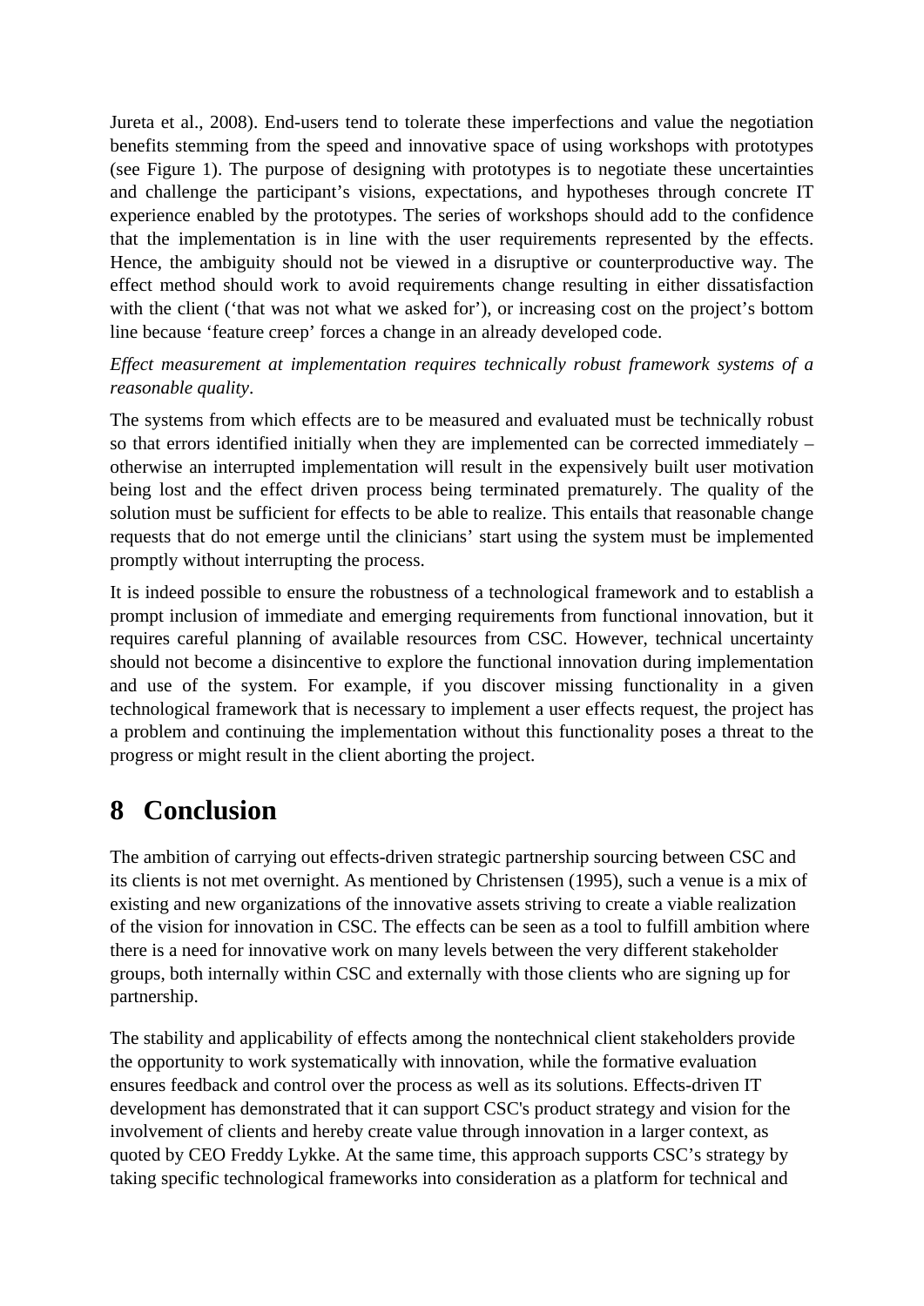Jureta et al., 2008). End-users tend to tolerate these imperfections and value the negotiation benefits stemming from the speed and innovative space of using workshops with prototypes (see Figure 1). The purpose of designing with prototypes is to negotiate these uncertainties and challenge the participant's visions, expectations, and hypotheses through concrete IT experience enabled by the prototypes. The series of workshops should add to the confidence that the implementation is in line with the user requirements represented by the effects. Hence, the ambiguity should not be viewed in a disruptive or counterproductive way. The effect method should work to avoid requirements change resulting in either dissatisfaction with the client ('that was not what we asked for'), or increasing cost on the project's bottom line because 'feature creep' forces a change in an already developed code.

*Effect measurement at implementation requires technically robust framework systems of a reasonable quality*.

The systems from which effects are to be measured and evaluated must be technically robust so that errors identified initially when they are implemented can be corrected immediately – otherwise an interrupted implementation will result in the expensively built user motivation being lost and the effect driven process being terminated prematurely. The quality of the solution must be sufficient for effects to be able to realize. This entails that reasonable change requests that do not emerge until the clinicians' start using the system must be implemented promptly without interrupting the process.

It is indeed possible to ensure the robustness of a technological framework and to establish a prompt inclusion of immediate and emerging requirements from functional innovation, but it requires careful planning of available resources from CSC. However, technical uncertainty should not become a disincentive to explore the functional innovation during implementation and use of the system. For example, if you discover missing functionality in a given technological framework that is necessary to implement a user effects request, the project has a problem and continuing the implementation without this functionality poses a threat to the progress or might result in the client aborting the project.

# 8 Conclusion

The ambition of carrying out effects-driven strategic partnership sourcing between CSC and its clients is not met overnight. As mentioned by Christensen (1995), such a venue is a mix of existing and new organizations of the innovative assets striving to create a viable realization of the vision for innovation in CSC. The effects can be seen as a tool to fulfill ambition where there is a need for innovative work on many levels between the very different stakeholder groups, both internally within CSC and externally with those clients who are signing up for partnership.

The stability and applicability of effects among the nontechnical client stakeholders provide the opportunity to work systematically with innovation, while the formative evaluation ensures feedback and control over the process as well as its solutions. Effects-driven IT development has demonstrated that it can support CSC's product strategy and vision for the involvement of clients and hereby create value through innovation in a larger context, as quoted by CEO Freddy Lykke. At the same time, this approach supports CSC's strategy by taking specific technological frameworks into consideration as a platform for technical and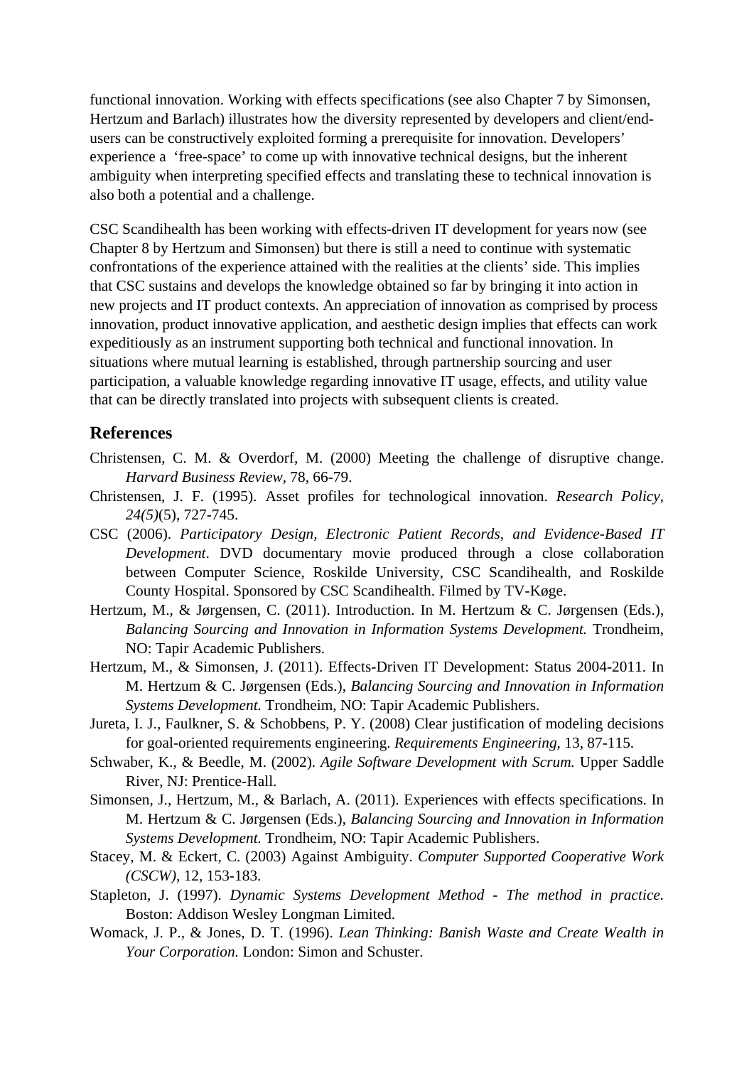functional innovation. Working with effects specifications (see also Chapter 7 by Simonsen, Hertzum and Barlach) illustrates how the diversity represented by developers and client/end-users can be constructively exploited forming a prerequisite for innovation. Developers' experience a 'free-space' to come up with innovative technical designs, but the inherent ambiguity when interpreting specified effects and translating these to technical innovation is also both a potential and a challenge.

CSC Scandihealth has been working with effects-driven IT development for years now (see Chapter 8 by Hertzum and Simonsen) but there is still a need to continue with systematic confrontations of the experience attained with the realities at the clients' side. This implies that CSC sustains and develops the knowledge obtained so far by bringing it into action in new projects and IT product contexts. An appreciation of innovation as comprised by process innovation, product innovative application, and aesthetic design implies that effects can work expeditiously as an instrument supporting both technical and functional innovation. In situations where mutual learning is established, through partnership sourcing and user participation, a valuable knowledge regarding innovative IT usage, effects, and utility value that can be directly translated into projects with subsequent clients is created.

## References

Christensen, C. M. & Overdorf, M. (2000) Meeting the challenge of disruptive change. *Harvard Business Review*, 78, 66-79.

Christensen, J. F. (1995). Asset profiles for technological innovation. *Research Policy*, *24(5)*(5), 727-745.

CSC (2006). *Participatory Design, Electronic Patient Records, and Evidence-Based IT Development*. DVD documentary movie produced through a close collaboration between Computer Science, Roskilde University, CSC Scandihealth, and Roskilde County Hospital. Sponsored by CSC Scandihealth. Filmed by TV-Køge.

Hertzum, M., & Jørgensen, C. (2011). Introduction. In M. Hertzum & C. Jørgensen (Eds.), *Balancing Sourcing and Innovation in Information Systems Development.* Trondheim, NO: Tapir Academic Publishers.

Hertzum, M., & Simonsen, J. (2011). Effects-Driven IT Development: Status 2004-2011. In M. Hertzum & C. Jørgensen (Eds.), *Balancing Sourcing and Innovation in Information Systems Development.* Trondheim, NO: Tapir Academic Publishers.

Jureta, I. J., Faulkner, S. & Schobbens, P. Y. (2008) Clear justification of modeling decisions for goal-oriented requirements engineering. *Requirements Engineering*, 13, 87-115.

Schwaber, K., & Beedle, M. (2002). *Agile Software Development with Scrum.* Upper Saddle River, NJ: Prentice-Hall.

Simonsen, J., Hertzum, M., & Barlach, A. (2011). Experiences with effects specifications. In M. Hertzum & C. Jørgensen (Eds.), *Balancing Sourcing and Innovation in Information Systems Development.* Trondheim, NO: Tapir Academic Publishers.

Stacey, M. & Eckert, C. (2003) Against Ambiguity. *Computer Supported Cooperative Work (CSCW)*, 12, 153-183.

Stapleton, J. (1997). *Dynamic Systems Development Method - The method in practice.* Boston: Addison Wesley Longman Limited.

Womack, J. P., & Jones, D. T. (1996). *Lean Thinking: Banish Waste and Create Wealth in Your Corporation.* London: Simon and Schuster.